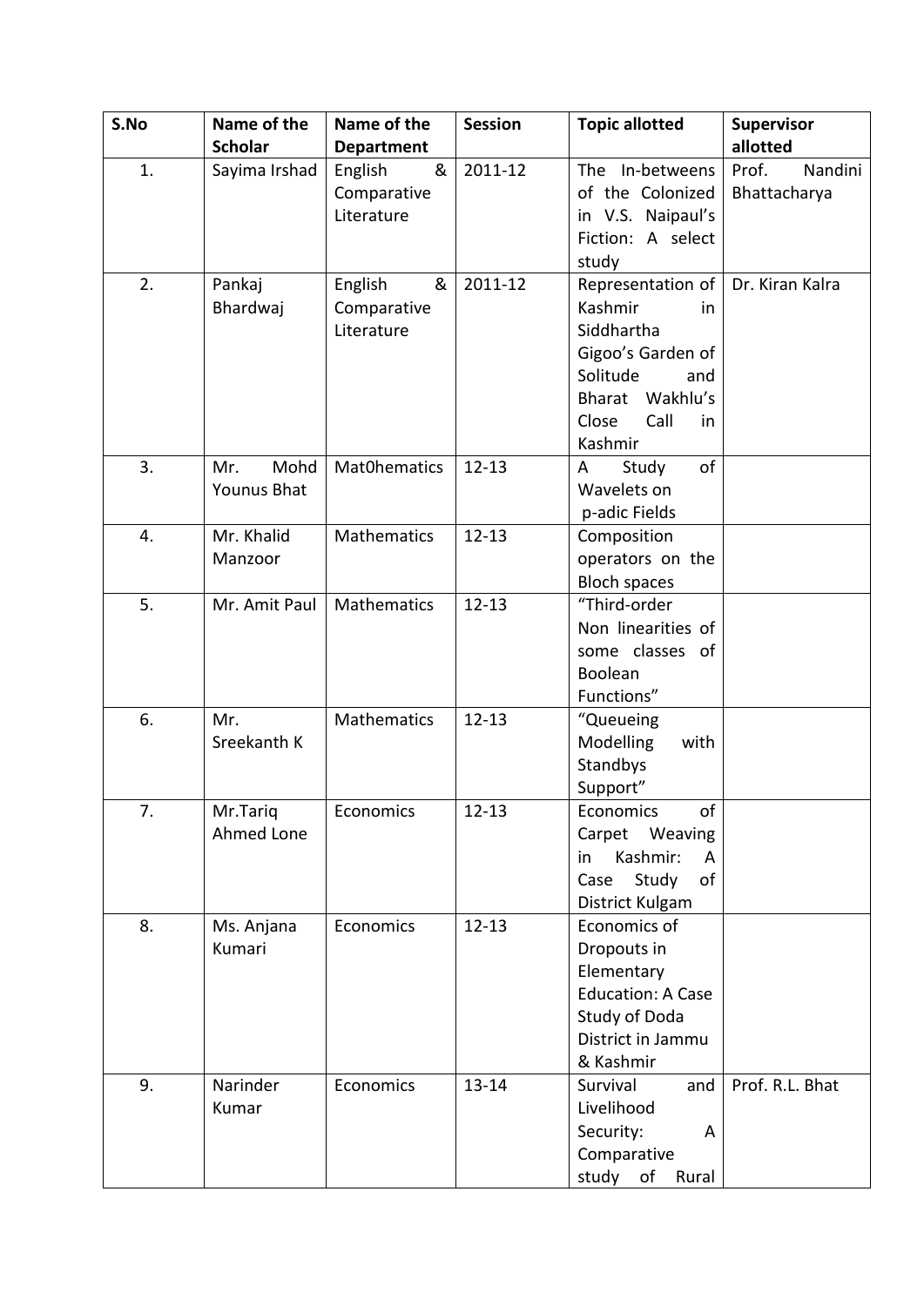| S.No | Name of the Scholar | Name of the Department | Session | Topic allotted | Supervisor allotted |
|---|---|---|---|---|---|
| 1. | Sayima Irshad | English & Comparative Literature | 2011-12 | The In-betweens of the Colonized in V.S. Naipaul's Fiction: A select study | Prof. Nandini Bhattacharya |
| 2. | Pankaj Bhardwaj | English & Comparative Literature | 2011-12 | Representation of Kashmir in Siddhartha Gigoo's Garden of Solitude and Bharat Wakhlu's Close Call in Kashmir | Dr. Kiran Kalra |
| 3. | Mr. Mohd Younus Bhat | Mat0hematics | 12-13 | A Study of Wavelets on p-adic Fields | |
| 4. | Mr. Khalid Manzoor | Mathematics | 12-13 | Composition operators on the Bloch spaces | |
| 5. | Mr. Amit Paul | Mathematics | 12-13 | "Third-order Non linearities of some classes of Boolean Functions" | |
| 6. | Mr. Sreekanth K | Mathematics | 12-13 | "Queueing Modelling with Standbys Support" | |
| 7. | Mr.Tariq Ahmed Lone | Economics | 12-13 | Economics of Carpet Weaving in Kashmir: A Case Study of District Kulgam | |
| 8. | Ms. Anjana Kumari | Economics | 12-13 | Economics of Dropouts in Elementary Education: A Case Study of Doda District in Jammu & Kashmir | |
| 9. | Narinder Kumar | Economics | 13-14 | Survival and Livelihood Security: A Comparative study of Rural | Prof. R.L. Bhat |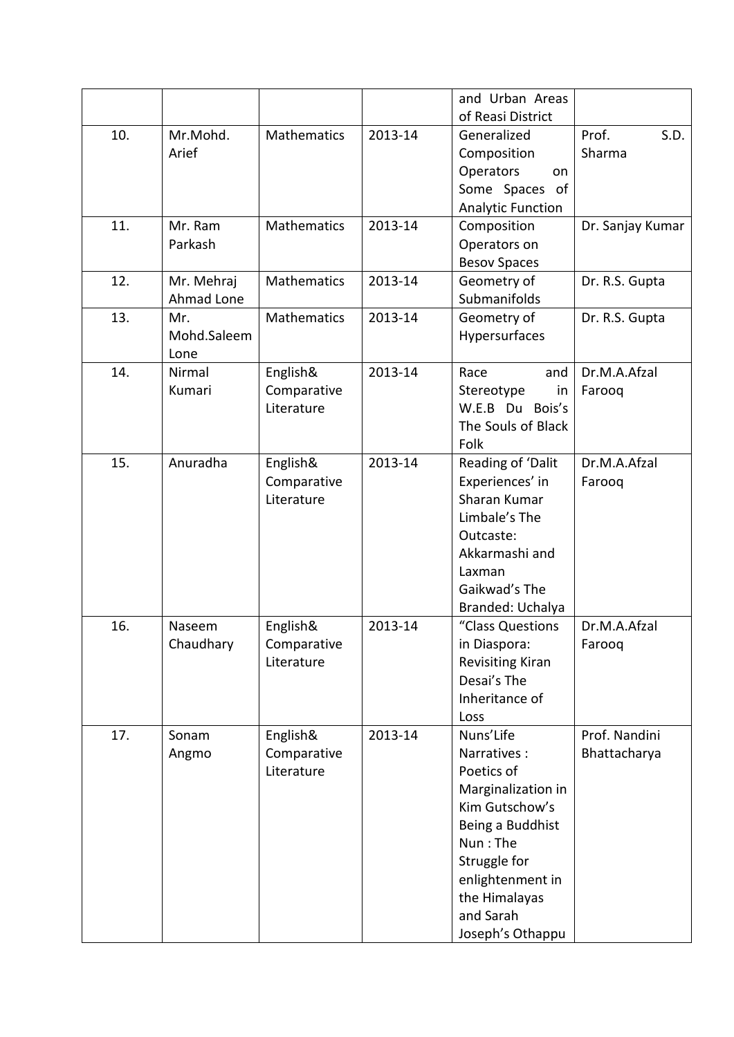|  |  |  |  | and Urban Areas of Reasi District |  |
|---|---|---|---|---|---|
| 10. | Mr.Mohd. Arief | Mathematics | 2013-14 | Generalized Composition Operators on Some Spaces of Analytic Function | Prof. S.D. Sharma |
| 11. | Mr. Ram Parkash | Mathematics | 2013-14 | Composition Operators on Besov Spaces | Dr. Sanjay Kumar |
| 12. | Mr. Mehraj Ahmad Lone | Mathematics | 2013-14 | Geometry of Submanifolds | Dr. R.S. Gupta |
| 13. | Mr. Mohd.Saleem Lone | Mathematics | 2013-14 | Geometry of Hypersurfaces | Dr. R.S. Gupta |
| 14. | Nirmal Kumari | English& Comparative Literature | 2013-14 | Race and Stereotype in W.E.B Du Bois's The Souls of Black Folk | Dr.M.A.Afzal Farooq |
| 15. | Anuradha | English& Comparative Literature | 2013-14 | Reading of 'Dalit Experiences' in Sharan Kumar Limbale's The Outcaste: Akkarmashi and Laxman Gaikwad's The Branded: Uchalya | Dr.M.A.Afzal Farooq |
| 16. | Naseem Chaudhary | English& Comparative Literature | 2013-14 | "Class Questions in Diaspora: Revisiting Kiran Desai's The Inheritance of Loss | Dr.M.A.Afzal Farooq |
| 17. | Sonam Angmo | English& Comparative Literature | 2013-14 | Nuns'Life Narratives : Poetics of Marginalization in Kim Gutschow's Being a Buddhist Nun : The Struggle for enlightenment in the Himalayas and Sarah Joseph's Othappu | Prof. Nandini Bhattacharya |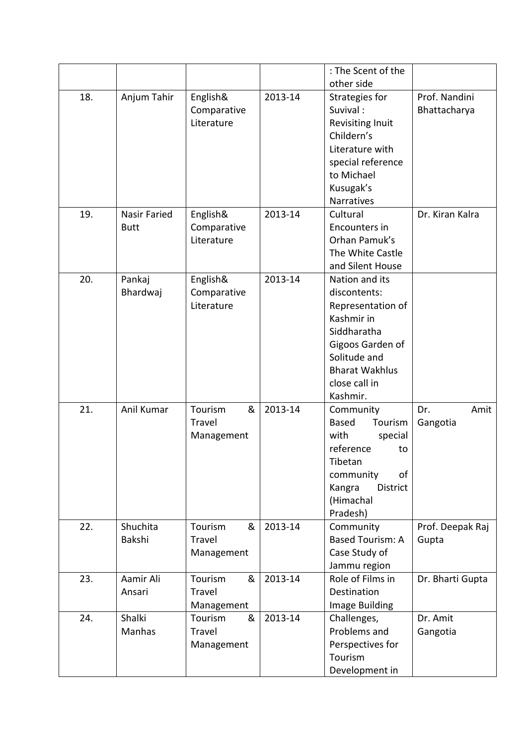| | | | | : The Scent of the other side | |
|---|---|---|---|---|---|
| 18. | Anjum Tahir | English& Comparative Literature | 2013-14 | Strategies for Suvival : Revisiting Inuit Childern's Literature with special reference to Michael Kusugak's Narratives | Prof. Nandini Bhattacharya |
| 19. | Nasir Faried Butt | English& Comparative Literature | 2013-14 | Cultural Encounters in Orhan Pamuk's The White Castle and Silent House | Dr. Kiran Kalra |
| 20. | Pankaj Bhardwaj | English& Comparative Literature | 2013-14 | Nation and its discontents: Representation of Kashmir in Siddharatha Gigoos Garden of Solitude and Bharat Wakhlus close call in Kashmir. | |
| 21. | Anil Kumar | Tourism & Travel Management | 2013-14 | Community Based Tourism with special reference to Tibetan community of Kangra District (Himachal Pradesh) | Dr. Amit Gangotia |
| 22. | Shuchita Bakshi | Tourism & Travel Management | 2013-14 | Community Based Tourism: A Case Study of Jammu region | Prof. Deepak Raj Gupta |
| 23. | Aamir Ali Ansari | Tourism & Travel Management | 2013-14 | Role of Films in Destination Image Building | Dr. Bharti Gupta |
| 24. | Shalki Manhas | Tourism & Travel Management | 2013-14 | Challenges, Problems and Perspectives for Tourism Development in | Dr. Amit Gangotia |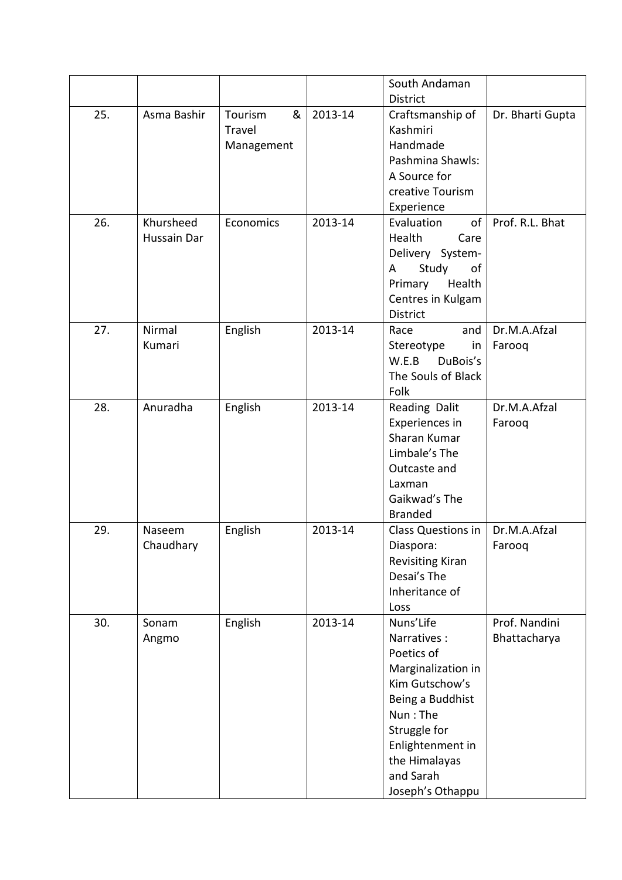|  |  |  |  | South Andaman District |  |
|---|---|---|---|---|---|
| 25. | Asma Bashir | Tourism & Travel Management | 2013-14 | Craftsmanship of Kashmiri Handmade Pashmina Shawls: A Source for creative Tourism Experience | Dr. Bharti Gupta |
| 26. | Khursheed Hussain Dar | Economics | 2013-14 | Evaluation of Health Care Delivery System- A Study of Primary Health Centres in Kulgam District | Prof. R.L. Bhat |
| 27. | Nirmal Kumari | English | 2013-14 | Race and Stereotype in W.E.B DuBois's The Souls of Black Folk | Dr.M.A.Afzal Farooq |
| 28. | Anuradha | English | 2013-14 | Reading Dalit Experiences in Sharan Kumar Limbale's The Outcaste and Laxman Gaikwad's The Branded | Dr.M.A.Afzal Farooq |
| 29. | Naseem Chaudhary | English | 2013-14 | Class Questions in Diaspora: Revisiting Kiran Desai's The Inheritance of Loss | Dr.M.A.Afzal Farooq |
| 30. | Sonam Angmo | English | 2013-14 | Nuns'Life Narratives : Poetics of Marginalization in Kim Gutschow's Being a Buddhist Nun : The Struggle for Enlightenment in the Himalayas and Sarah Joseph's Othappu | Prof. Nandini Bhattacharya |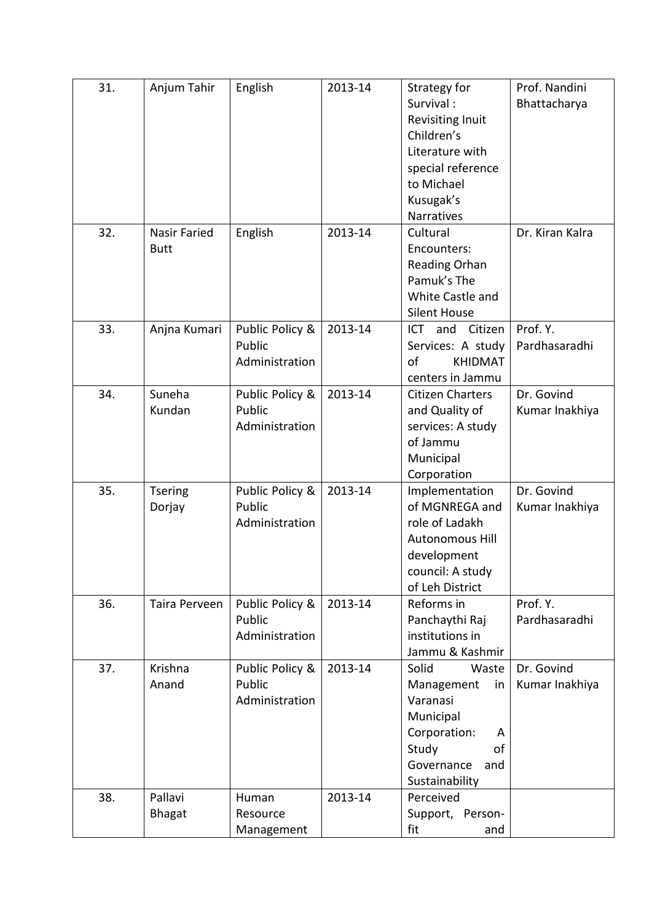| 31. | Anjum Tahir | English | 2013-14 | Strategy for Survival : Revisiting Inuit Children's Literature with special reference to Michael Kusugak's Narratives | Prof. Nandini Bhattacharya |
|---|---|---|---|---|---|
| 32. | Nasir Faried Butt | English | 2013-14 | Cultural Encounters: Reading Orhan Pamuk's The White Castle and Silent House | Dr. Kiran Kalra |
| 33. | Anjna Kumari | Public Policy & Public Administration | 2013-14 | ICT and Citizen Services: A study of KHIDMAT centers in Jammu | Prof. Y. Pardhasaradhi |
| 34. | Suneha Kundan | Public Policy & Public Administration | 2013-14 | Citizen Charters and Quality of services: A study of Jammu Municipal Corporation | Dr. Govind Kumar Inakhiya |
| 35. | Tsering Dorjay | Public Policy & Public Administration | 2013-14 | Implementation of MGNREGA and role of Ladakh Autonomous Hill development council: A study of Leh District | Dr. Govind Kumar Inakhiya |
| 36. | Taira Perveen | Public Policy & Public Administration | 2013-14 | Reforms in Panchaythi Raj institutions in Jammu & Kashmir | Prof. Y. Pardhasaradhi |
| 37. | Krishna Anand | Public Policy & Public Administration | 2013-14 | Solid Waste Management in Varanasi Municipal Corporation: A Study of Governance and Sustainability | Dr. Govind Kumar Inakhiya |
| 38. | Pallavi Bhagat | Human Resource Management | 2013-14 | Perceived Support, Person-fit and | |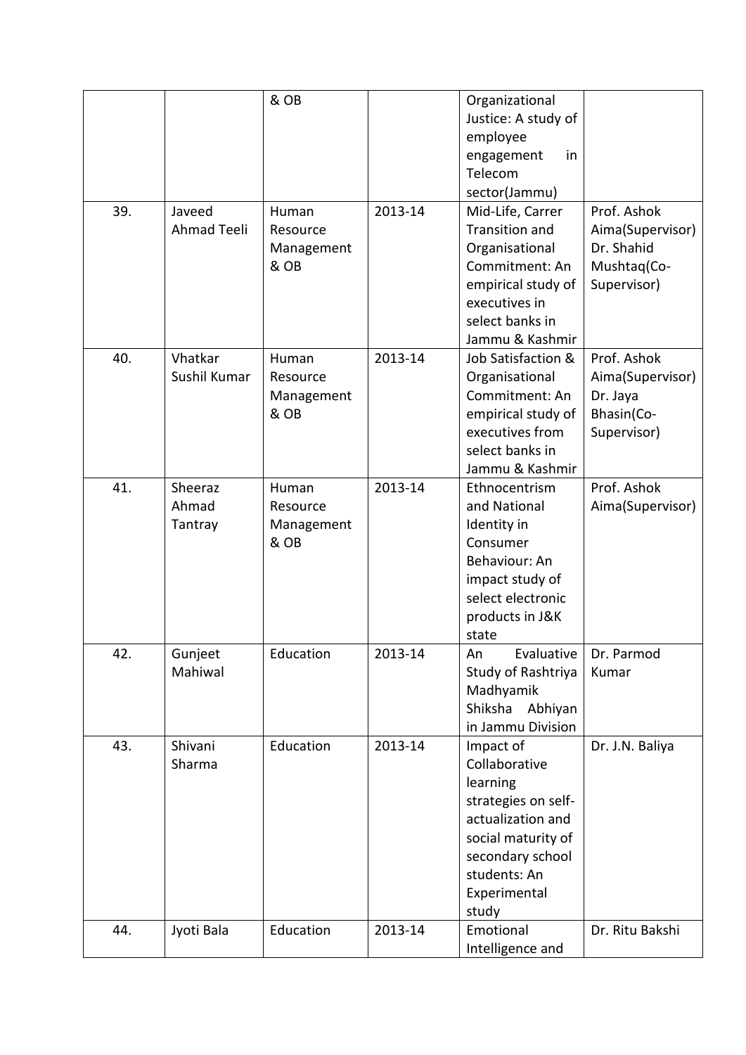| | | & OB | | Organizational Justice: A study of employee engagement in Telecom sector(Jammu) | |
|---|---|---|---|---|---|
| 39. | Javeed Ahmad Teeli | Human Resource Management & OB | 2013-14 | Mid-Life, Carrer Transition and Organisational Commitment: An empirical study of executives in select banks in Jammu & Kashmir | Prof. Ashok Aima(Supervisor) Dr. Shahid Mushtaq(Co-Supervisor) |
| 40. | Vhatkar Sushil Kumar | Human Resource Management & OB | 2013-14 | Job Satisfaction & Organisational Commitment: An empirical study of executives from select banks in Jammu & Kashmir | Prof. Ashok Aima(Supervisor) Dr. Jaya Bhasin(Co-Supervisor) |
| 41. | Sheeraz Ahmad Tantray | Human Resource Management & OB | 2013-14 | Ethnocentrism and National Identity in Consumer Behaviour: An impact study of select electronic products in J&K state | Prof. Ashok Aima(Supervisor) |
| 42. | Gunjeet Mahiwal | Education | 2013-14 | An Evaluative Study of Rashtriya Madhyamik Shiksha Abhiyan in Jammu Division | Dr. Parmod Kumar |
| 43. | Shivani Sharma | Education | 2013-14 | Impact of Collaborative learning strategies on self-actualization and social maturity of secondary school students: An Experimental study | Dr. J.N. Baliya |
| 44. | Jyoti Bala | Education | 2013-14 | Emotional Intelligence and | Dr. Ritu Bakshi |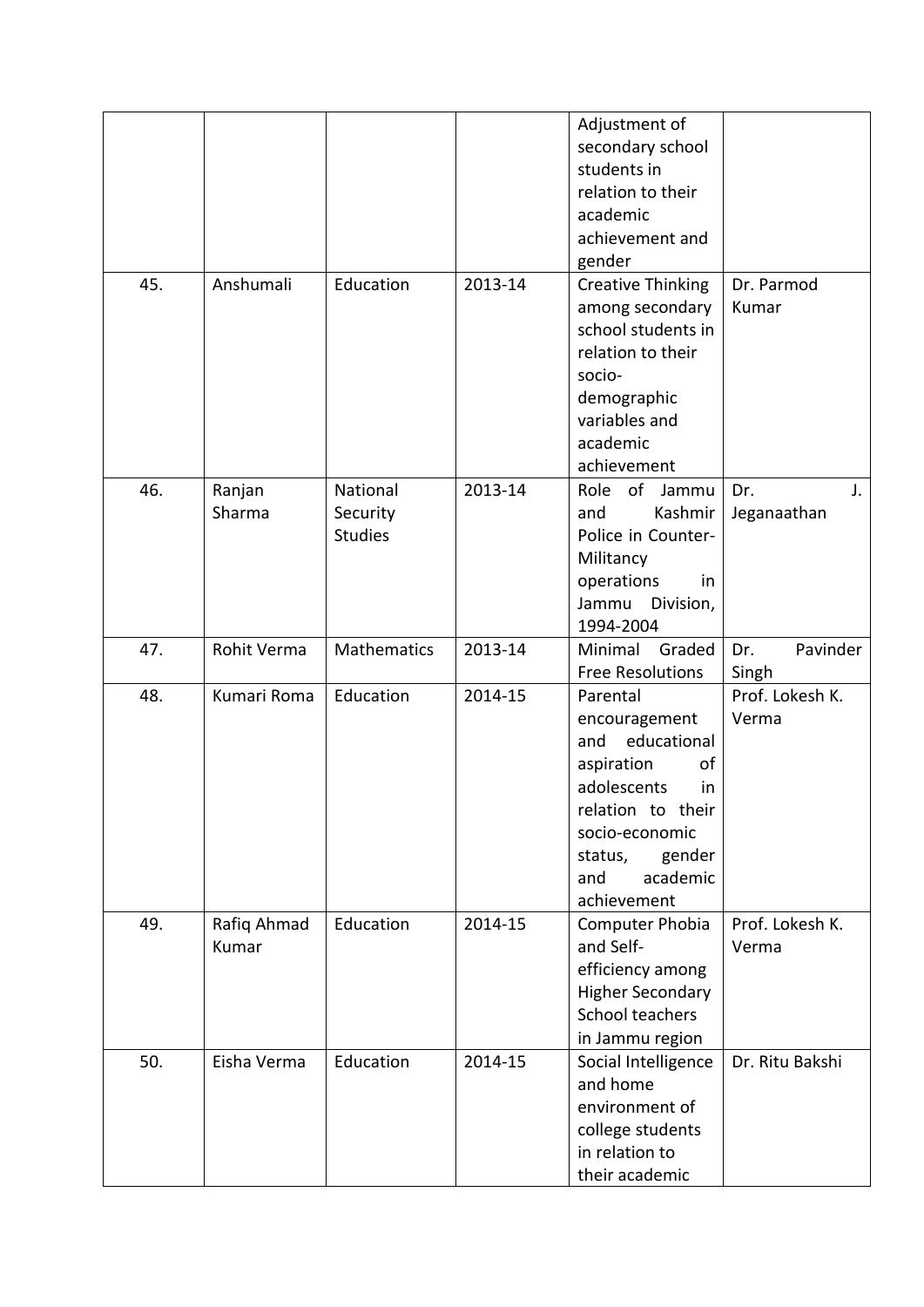| | | | | | |
|---|---|---|---|---|---|
| | | | | Adjustment of secondary school students in relation to their academic achievement and gender | |
| 45. | Anshumali | Education | 2013-14 | Creative Thinking among secondary school students in relation to their socio-demographic variables and academic achievement | Dr. Parmod Kumar |
| 46. | Ranjan Sharma | National Security Studies | 2013-14 | Role of Jammu and Kashmir Police in Counter-Militancy operations in Jammu Division, 1994-2004 | Dr. J. Jeganaathan |
| 47. | Rohit Verma | Mathematics | 2013-14 | Minimal Graded Free Resolutions | Dr. Pavinder Singh |
| 48. | Kumari Roma | Education | 2014-15 | Parental encouragement and educational aspiration of adolescents in relation to their socio-economic status, gender and academic achievement | Prof. Lokesh K. Verma |
| 49. | Rafiq Ahmad Kumar | Education | 2014-15 | Computer Phobia and Self-efficiency among Higher Secondary School teachers in Jammu region | Prof. Lokesh K. Verma |
| 50. | Eisha Verma | Education | 2014-15 | Social Intelligence and home environment of college students in relation to their academic | Dr. Ritu Bakshi |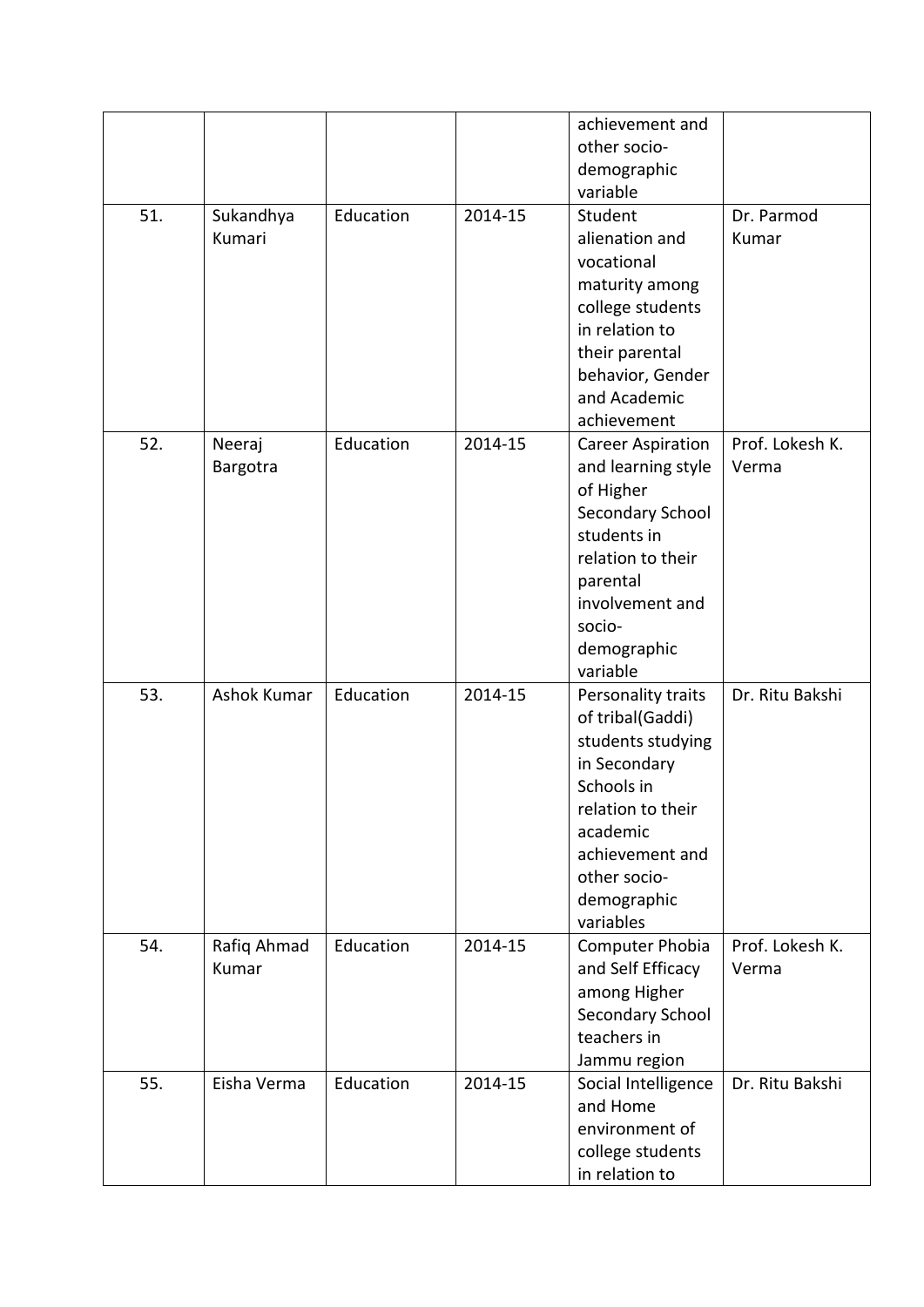|  |  |  |  | achievement and other socio-demographic variable |  |
|---|---|---|---|---|---|
| 51. | Sukandhya Kumari | Education | 2014-15 | Student alienation and vocational maturity among college students in relation to their parental behavior, Gender and Academic achievement | Dr. Parmod Kumar |
| 52. | Neeraj Bargotra | Education | 2014-15 | Career Aspiration and learning style of Higher Secondary School students in relation to their parental involvement and socio-demographic variable | Prof. Lokesh K. Verma |
| 53. | Ashok Kumar | Education | 2014-15 | Personality traits of tribal(Gaddi) students studying in Secondary Schools in relation to their academic achievement and other socio-demographic variables | Dr. Ritu Bakshi |
| 54. | Rafiq Ahmad Kumar | Education | 2014-15 | Computer Phobia and Self Efficacy among Higher Secondary School teachers in Jammu region | Prof. Lokesh K. Verma |
| 55. | Eisha Verma | Education | 2014-15 | Social Intelligence and Home environment of college students in relation to | Dr. Ritu Bakshi |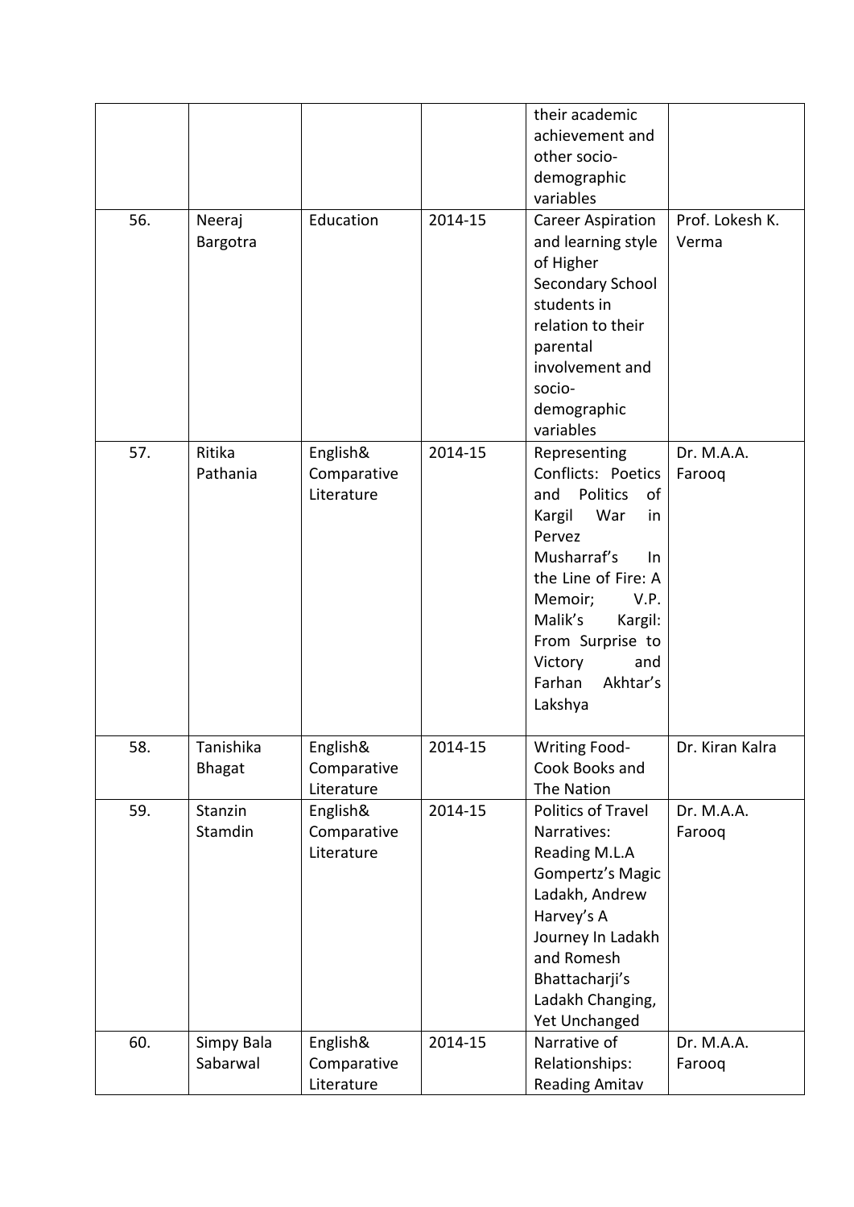|  |  |  |  | their academic achievement and other socio-demographic variables |  |
|---|---|---|---|---|---|
| 56. | Neeraj Bargotra | Education | 2014-15 | Career Aspiration and learning style of Higher Secondary School students in relation to their parental involvement and socio-demographic variables | Prof. Lokesh K. Verma |
| 57. | Ritika Pathania | English& Comparative Literature | 2014-15 | Representing Conflicts: Poetics and Politics of Kargil War in Pervez Musharraf's In the Line of Fire: A Memoir; V.P. Malik's Kargil: From Surprise to Victory and Farhan Akhtar's Lakshya | Dr. M.A.A. Farooq |
| 58. | Tanishika Bhagat | English& Comparative Literature | 2014-15 | Writing Food-Cook Books and The Nation | Dr. Kiran Kalra |
| 59. | Stanzin Stamdin | English& Comparative Literature | 2014-15 | Politics of Travel Narratives: Reading M.L.A Gompertz's Magic Ladakh, Andrew Harvey's A Journey In Ladakh and Romesh Bhattacharji's Ladakh Changing, Yet Unchanged | Dr. M.A.A. Farooq |
| 60. | Simpy Bala Sabarwal | English& Comparative Literature | 2014-15 | Narrative of Relationships: Reading Amitav | Dr. M.A.A. Farooq |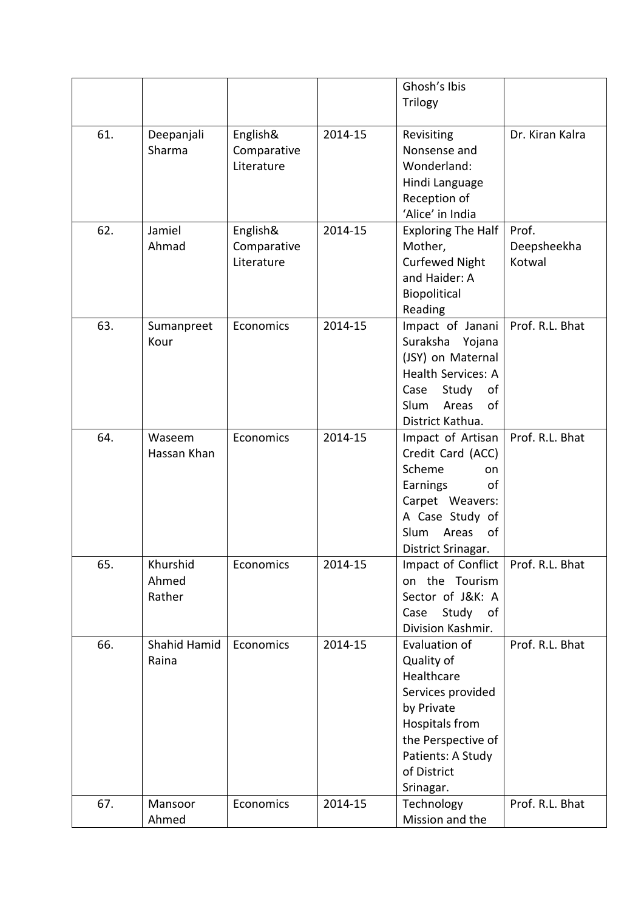| | | | | Ghosh's Ibis Trilogy | |
|---|---|---|---|---|---|
| 61. | Deepanjali Sharma | English& Comparative Literature | 2014-15 | Revisiting Nonsense and Wonderland: Hindi Language Reception of 'Alice' in India | Dr. Kiran Kalra |
| 62. | Jamiel Ahmad | English& Comparative Literature | 2014-15 | Exploring The Half Mother, Curfewed Night and Haider: A Biopolitical Reading | Prof. Deepsheekha Kotwal |
| 63. | Sumanpreet Kour | Economics | 2014-15 | Impact of Janani Suraksha Yojana (JSY) on Maternal Health Services: A Case Study of Slum Areas of District Kathua. | Prof. R.L. Bhat |
| 64. | Waseem Hassan Khan | Economics | 2014-15 | Impact of Artisan Credit Card (ACC) Scheme on Earnings of Carpet Weavers: A Case Study of Slum Areas of District Srinagar. | Prof. R.L. Bhat |
| 65. | Khurshid Ahmed Rather | Economics | 2014-15 | Impact of Conflict on the Tourism Sector of J&K: A Case Study of Division Kashmir. | Prof. R.L. Bhat |
| 66. | Shahid Hamid Raina | Economics | 2014-15 | Evaluation of Quality of Healthcare Services provided by Private Hospitals from the Perspective of Patients: A Study of District Srinagar. | Prof. R.L. Bhat |
| 67. | Mansoor Ahmed | Economics | 2014-15 | Technology Mission and the | Prof. R.L. Bhat |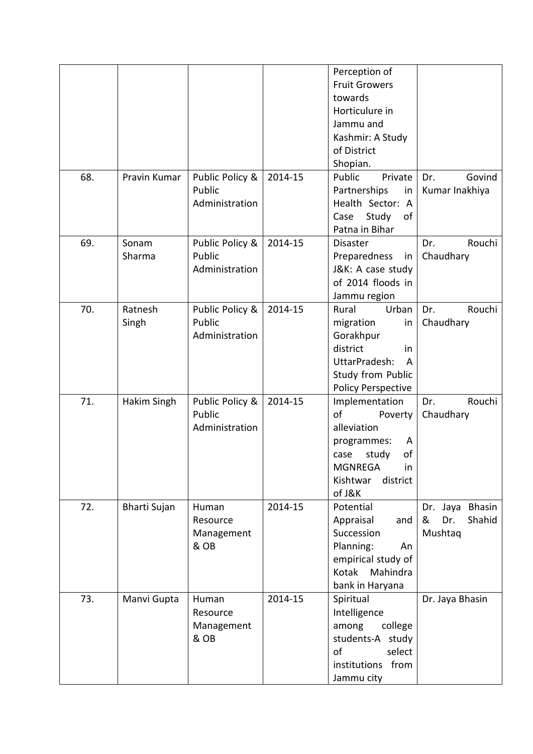|  |  |  |  | Perception of Fruit Growers towards Horticulure in Jammu and Kashmir: A Study of District Shopian. |  |
| --- | --- | --- | --- | --- | --- |
| 68. | Pravin Kumar | Public Policy & Public Administration | 2014-15 | Public Private Partnerships in Health Sector: A Case Study of Patna in Bihar | Dr. Govind Kumar Inakhiya |
| 69. | Sonam Sharma | Public Policy & Public Administration | 2014-15 | Disaster Preparedness in J&K: A case study of 2014 floods in Jammu region | Dr. Rouchi Chaudhary |
| 70. | Ratnesh Singh | Public Policy & Public Administration | 2014-15 | Rural Urban migration in Gorakhpur district in UttarPradesh: A Study from Public Policy Perspective | Dr. Rouchi Chaudhary |
| 71. | Hakim Singh | Public Policy & Public Administration | 2014-15 | Implementation of Poverty alleviation programmes: A case study of MGNREGA in Kishtwar district of J&K | Dr. Rouchi Chaudhary |
| 72. | Bharti Sujan | Human Resource Management & OB | 2014-15 | Potential Appraisal and Succession Planning: An empirical study of Kotak Mahindra bank in Haryana | Dr. Jaya Bhasin & Dr. Shahid Mushtaq |
| 73. | Manvi Gupta | Human Resource Management & OB | 2014-15 | Spiritual Intelligence among college students-A study of select institutions from Jammu city | Dr. Jaya Bhasin |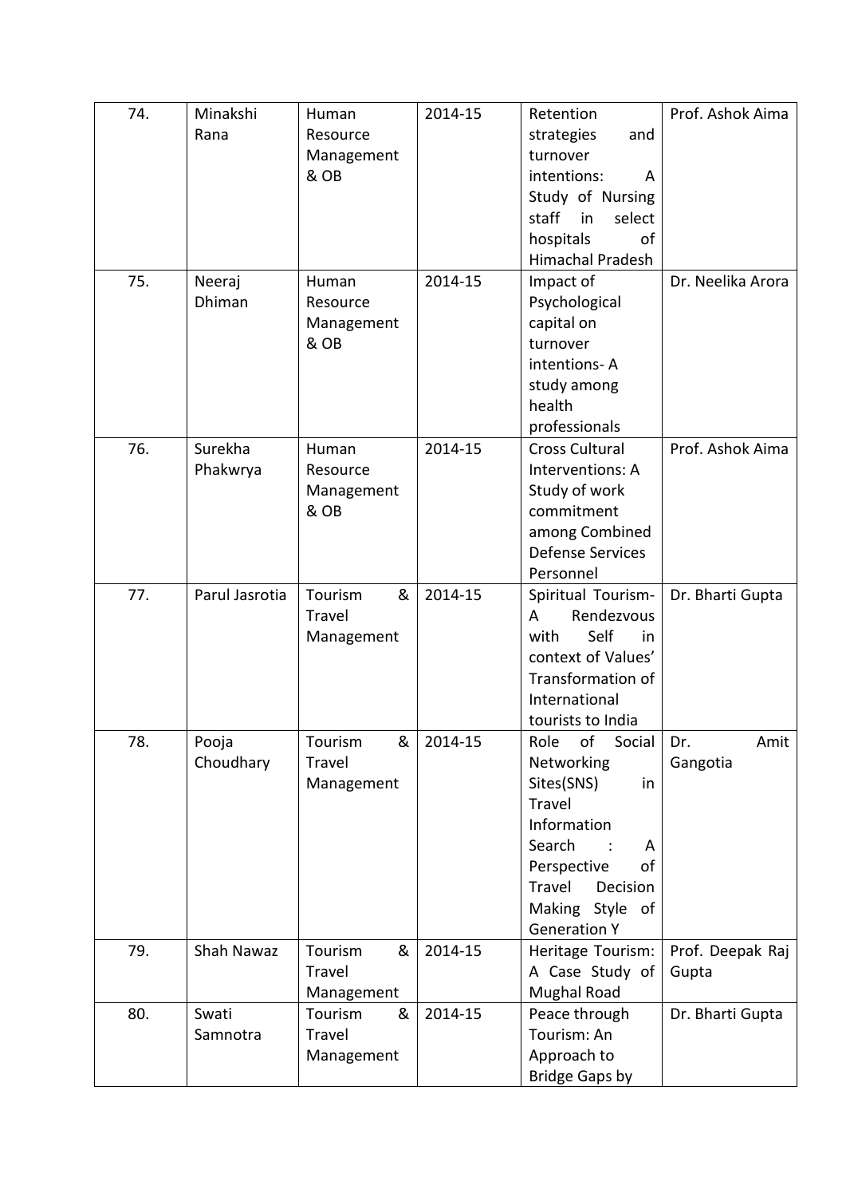| 74. | Minakshi Rana | Human Resource Management & OB | 2014-15 | Retention strategies and turnover intentions: A Study of Nursing staff in select hospitals of Himachal Pradesh | Prof. Ashok Aima |
|---|---|---|---|---|---|
| 75. | Neeraj Dhiman | Human Resource Management & OB | 2014-15 | Impact of Psychological capital on turnover intentions- A study among health professionals | Dr. Neelika Arora |
| 76. | Surekha Phakwrya | Human Resource Management & OB | 2014-15 | Cross Cultural Interventions: A Study of work commitment among Combined Defense Services Personnel | Prof. Ashok Aima |
| 77. | Parul Jasrotia | Tourism & Travel Management | 2014-15 | Spiritual Tourism- A Rendezvous with Self in context of Values' Transformation of International tourists to India | Dr. Bharti Gupta |
| 78. | Pooja Choudhary | Tourism & Travel Management | 2014-15 | Role of Social Networking Sites(SNS) in Travel Information Search : A Perspective of Travel Decision Making Style of Generation Y | Dr. Amit Gangotia |
| 79. | Shah Nawaz | Tourism & Travel Management | 2014-15 | Heritage Tourism: A Case Study of Mughal Road | Prof. Deepak Raj Gupta |
| 80. | Swati Samnotra | Tourism & Travel Management | 2014-15 | Peace through Tourism: An Approach to Bridge Gaps by | Dr. Bharti Gupta |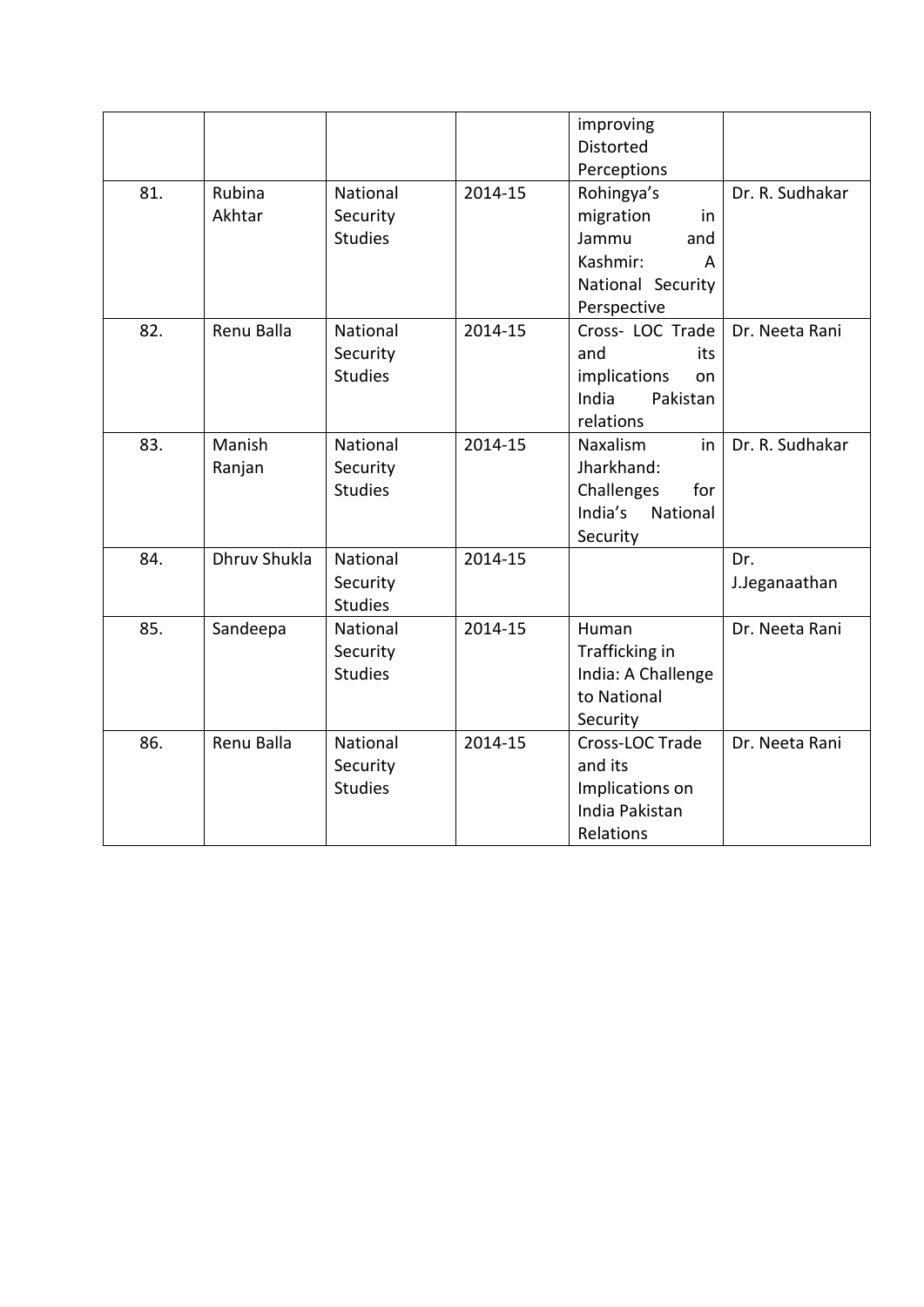| | | | | | |
|---|---|---|---|---|---|
| | | | | improving Distorted Perceptions | |
| 81. | Rubina Akhtar | National Security Studies | 2014-15 | Rohingya's migration in Jammu and Kashmir: A National Security Perspective | Dr. R. Sudhakar |
| 82. | Renu Balla | National Security Studies | 2014-15 | Cross- LOC Trade and its implications on India Pakistan relations | Dr. Neeta Rani |
| 83. | Manish Ranjan | National Security Studies | 2014-15 | Naxalism in Jharkhand: Challenges for India's National Security | Dr. R. Sudhakar |
| 84. | Dhruv Shukla | National Security Studies | 2014-15 | | Dr. J.Jeganaathan |
| 85. | Sandeepa | National Security Studies | 2014-15 | Human Trafficking in India: A Challenge to National Security | Dr. Neeta Rani |
| 86. | Renu Balla | National Security Studies | 2014-15 | Cross-LOC Trade and its Implications on India Pakistan Relations | Dr. Neeta Rani |